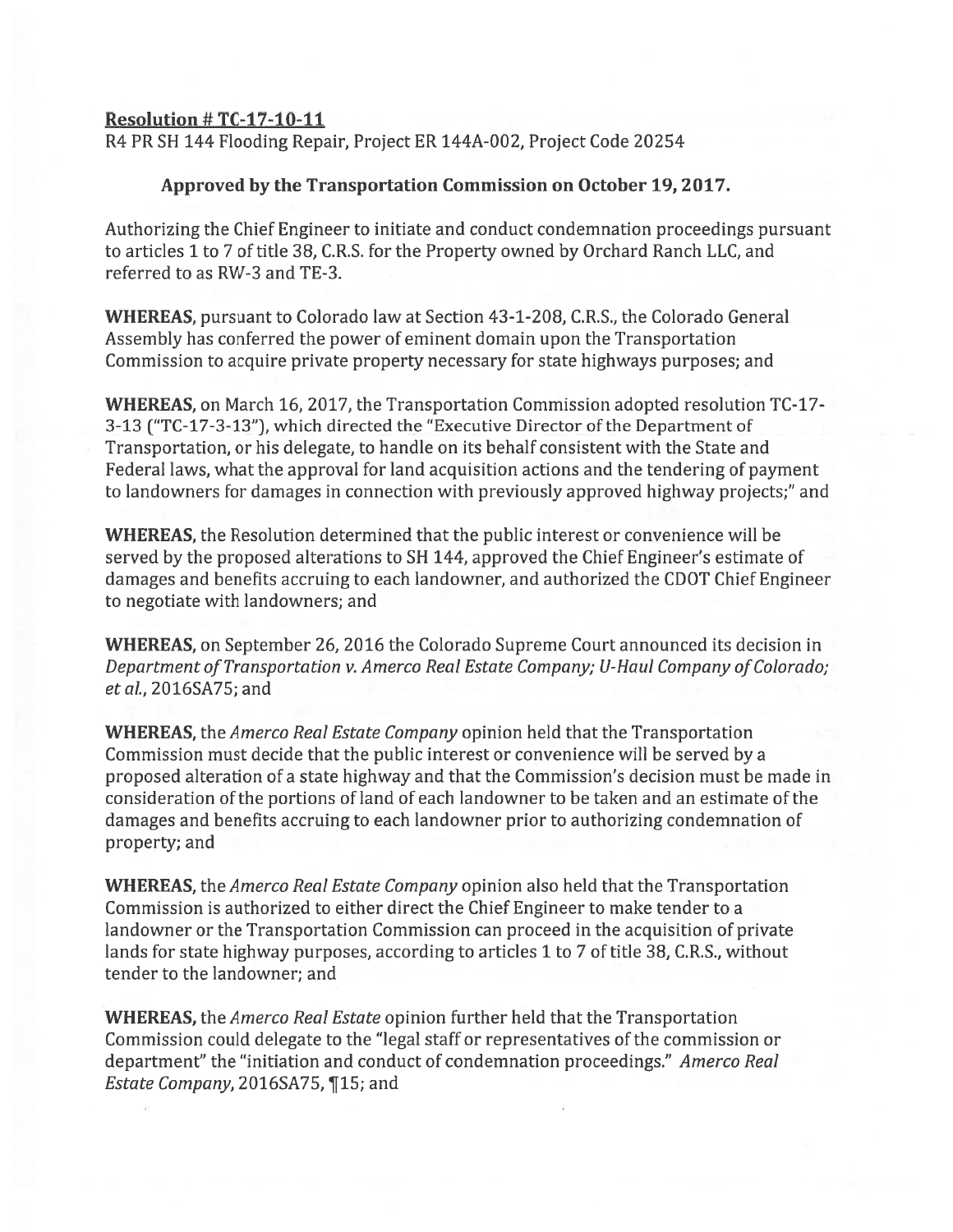**Resolution # TC-17-10-11**

R4 PR SH 144 Flooding Repair, Project ER 144A-002, Project Code 20254

**Approved by the Transportation Commission on October 19, 2017.**

Authorizing the Chief Engineer to initiate and conduct condemnation proceedings pursuant to articles 1 to 7 of title 38, C.R.S. for the Property owned by Orchard Ranch LLC, and referred to as RW-3 and TE-3.

**WHEREAS,** pursuant to Colorado law at Section 43-1-208, C.R.S., the Colorado General Assembly has conferred the power of eminent domain upon the Transportation Commission to acquire private property necessary for state highways purposes; and

**WHEREAS,** on March 16, 2017, the Transportation Commission adopted resolution TC-17-3-13 ("TC-17-3-13"), which directed the "Executive Director of the Department of Transportation, or his delegate, to handle on its behalf consistent with the State and Federal laws, what the approval for land acquisition actions and the tendering of payment to landowners for damages in connection with previously approved highway projects;" and

**WHEREAS,** the Resolution determined that the public interest or convenience will be served by the proposed alterations to SH 144, approved the Chief Engineer's estimate of damages and benefits accruing to each landowner, and authorized the CDOT Chief Engineer to negotiate with landowners; and

**WHEREAS,** on September 26, 2016 the Colorado Supreme Court announced its decision in *Department of Transportation v. Amerco Real Estate Company; U-Haul Company of Colorado; et al.*, 2016SA75; and

**WHEREAS,** the *Amerco Real Estate Company* opinion held that the Transportation Commission must decide that the public interest or convenience will be served by a proposed alteration of a state highway and that the Commission's decision must be made in consideration of the portions of land of each landowner to be taken and an estimate of the damages and benefits accruing to each landowner prior to authorizing condemnation of property; and

**WHEREAS,** the *Amerco Real Estate Company* opinion also held that the Transportation Commission is authorized to either direct the Chief Engineer to make tender to a landowner or the Transportation Commission can proceed in the acquisition of private lands for state highway purposes, according to articles 1 to 7 of title 38, C.R.S., without tender to the landowner; and

**WHEREAS,** the *Amerco Real Estate* opinion further held that the Transportation Commission could delegate to the "legal staff or representatives of the commission or department" the "initiation and conduct of condemnation proceedings." *Amerco Real Estate Company*, 2016SA75, ¶15; and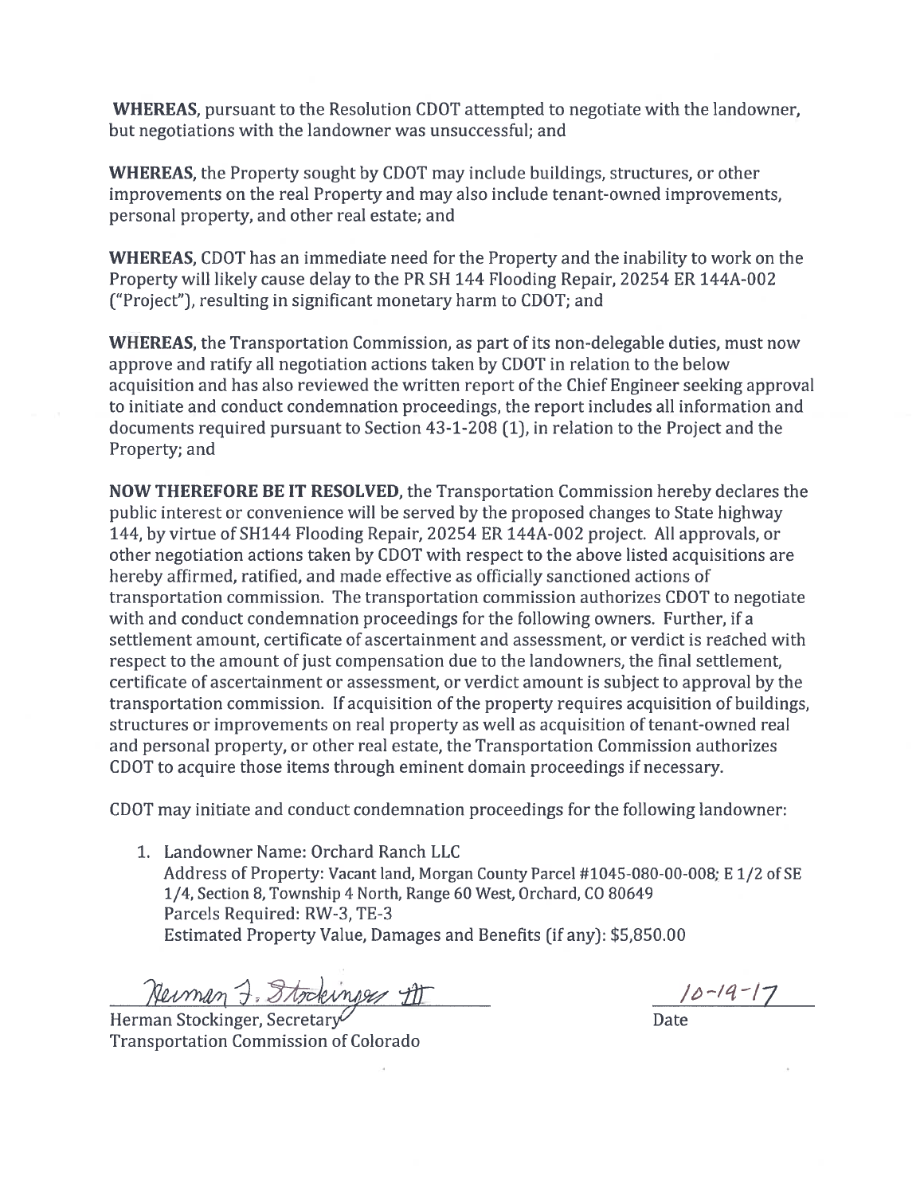**WHEREAS**, pursuant to the Resolution CDOT attempted to negotiate with the landowner, but negotiations with the landowner was unsuccessful; and

**WHEREAS**, the Property sought by CDOT may include buildings, structures, or other improvements on the real Property and may also include tenant-owned improvements, personal property, and other real estate; and

**WHEREAS**, CDOT has an immediate need for the Property and the inability to work on the Property will likely cause delay to the PR SH 144 Flooding Repair, 20254 ER 144A-002 ("Project"), resulting in significant monetary harm to CDOT; and

**WHEREAS**, the Transportation Commission, as part of its non-delegable duties, must now approve and ratify all negotiation actions taken by CDOT in relation to the below acquisition and has also reviewed the written report of the Chief Engineer seeking approval to initiate and conduct condemnation proceedings, the report includes all information and documents required pursuant to Section 43-1-208 (1), in relation to the Project and the Property; and

**NOW THEREFORE BE IT RESOLVED**, the Transportation Commission hereby declares the public interest or convenience will be served by the proposed changes to State highway 144, by virtue of SH144 Flooding Repair, 20254 ER 144A-002 project. All approvals, or other negotiation actions taken by CDOT with respect to the above listed acquisitions are hereby affirmed, ratified, and made effective as officially sanctioned actions of transportation commission. The transportation commission authorizes CDOT to negotiate with and conduct condemnation proceedings for the following owners. Further, if a settlement amount, certificate of ascertainment and assessment, or verdict is reached with respect to the amount of just compensation due to the landowners, the final settlement, certificate of ascertainment or assessment, or verdict amount is subject to approval by the transportation commission. If acquisition of the property requires acquisition of buildings, structures or improvements on real property as well as acquisition of tenant-owned real and personal property, or other real estate, the Transportation Commission authorizes CDOT to acquire those items through eminent domain proceedings if necessary.

CDOT may initiate and conduct condemnation proceedings for the following landowner:

1. Landowner Name: Orchard Ranch LLC
   Address of Property: Vacant land, Morgan County Parcel #1045-080-00-008; E 1/2 of SE 1/4, Section 8, Township 4 North, Range 60 West, Orchard, CO 80649
   Parcels Required: RW-3, TE-3
   Estimated Property Value, Damages and Benefits (if any): $5,850.00

Herman J. Stockinger III

Herman Stockinger, Secretary
Transportation Commission of Colorado

10-19-17

Date